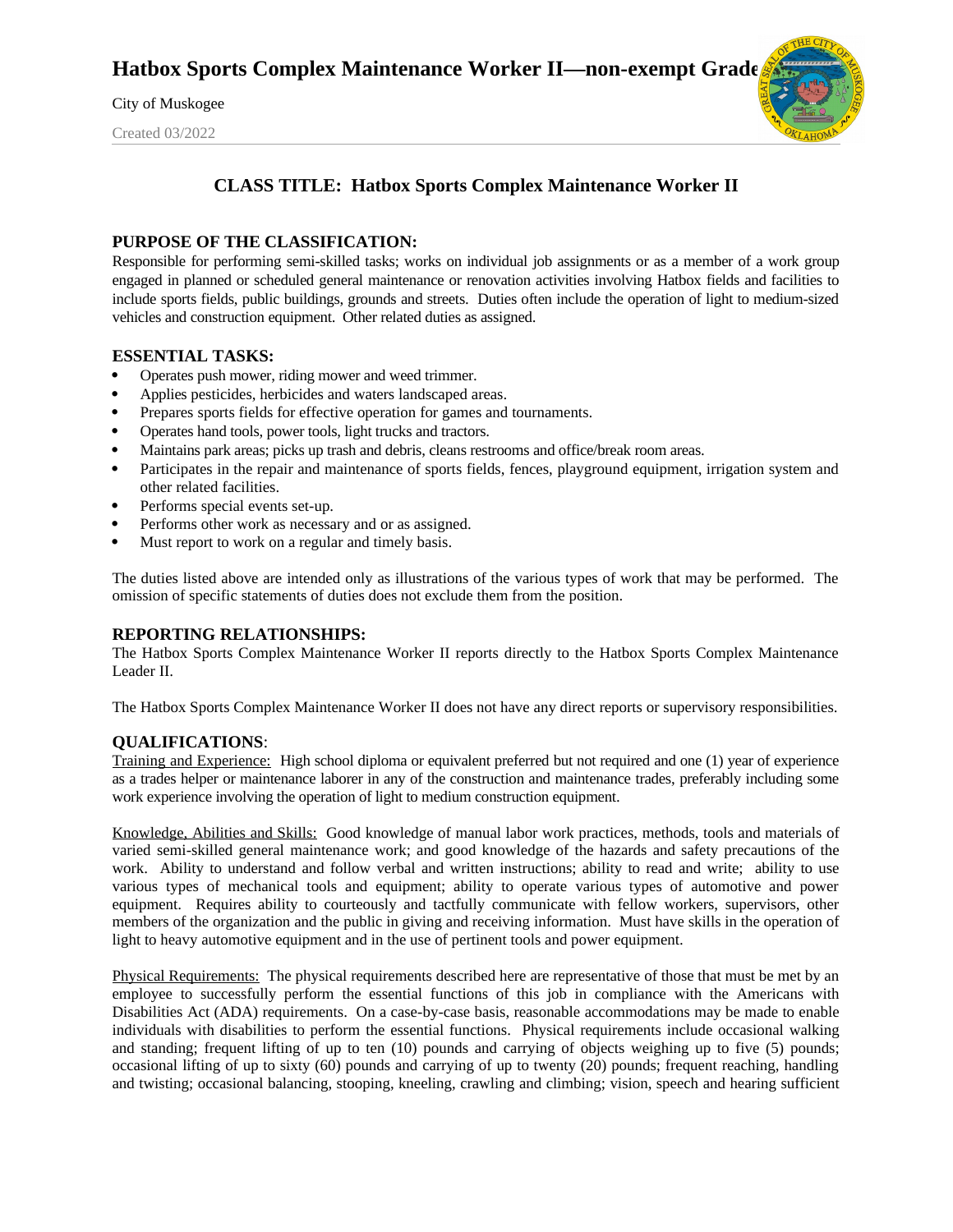# Hatbox Sports Complex Maintenance Worker II—non-exempt Grade

City of Muskogee

Created 03/2022

## CLASS TITLE: Hatbox Sports Complex Maintenance Worker II

### PURPOSE OF THE CLASSIFICATION:

Responsible for performing semi-skilled tasks; works on individual job assignments or as a member of a work group engaged in planned or scheduled general maintenance or renovation activities involving Hatbox fields and facilities to include sports fields, public buildings, grounds and streets. Duties often include the operation of light to medium-sized vehicles and construction equipment. Other related duties as assigned.

### ESSENTIAL TASKS:

- Operates push mower, riding mower and weed trimmer.
- Applies pesticides, herbicides and waters landscaped areas.
- Prepares sports fields for effective operation for games and tournaments.
- Operates hand tools, power tools, light trucks and tractors.
- Maintains park areas; picks up trash and debris, cleans restrooms and office/break room areas.
- Participates in the repair and maintenance of sports fields, fences, playground equipment, irrigation system and other related facilities.
- Performs special events set-up.
- Performs other work as necessary and or as assigned.
- Must report to work on a regular and timely basis.

The duties listed above are intended only as illustrations of the various types of work that may be performed. The omission of specific statements of duties does not exclude them from the position.

### REPORTING RELATIONSHIPS:

The Hatbox Sports Complex Maintenance Worker II reports directly to the Hatbox Sports Complex Maintenance Leader II.

The Hatbox Sports Complex Maintenance Worker II does not have any direct reports or supervisory responsibilities.

### QUALIFICATIONS:

Training and Experience: High school diploma or equivalent preferred but not required and one (1) year of experience as a trades helper or maintenance laborer in any of the construction and maintenance trades, preferably including some work experience involving the operation of light to medium construction equipment.

Knowledge, Abilities and Skills: Good knowledge of manual labor work practices, methods, tools and materials of varied semi-skilled general maintenance work; and good knowledge of the hazards and safety precautions of the work. Ability to understand and follow verbal and written instructions; ability to read and write; ability to use various types of mechanical tools and equipment; ability to operate various types of automotive and power equipment. Requires ability to courteously and tactfully communicate with fellow workers, supervisors, other members of the organization and the public in giving and receiving information. Must have skills in the operation of light to heavy automotive equipment and in the use of pertinent tools and power equipment.

Physical Requirements: The physical requirements described here are representative of those that must be met by an employee to successfully perform the essential functions of this job in compliance with the Americans with Disabilities Act (ADA) requirements. On a case-by-case basis, reasonable accommodations may be made to enable individuals with disabilities to perform the essential functions. Physical requirements include occasional walking and standing; frequent lifting of up to ten (10) pounds and carrying of objects weighing up to five (5) pounds; occasional lifting of up to sixty (60) pounds and carrying of up to twenty (20) pounds; frequent reaching, handling and twisting; occasional balancing, stooping, kneeling, crawling and climbing; vision, speech and hearing sufficient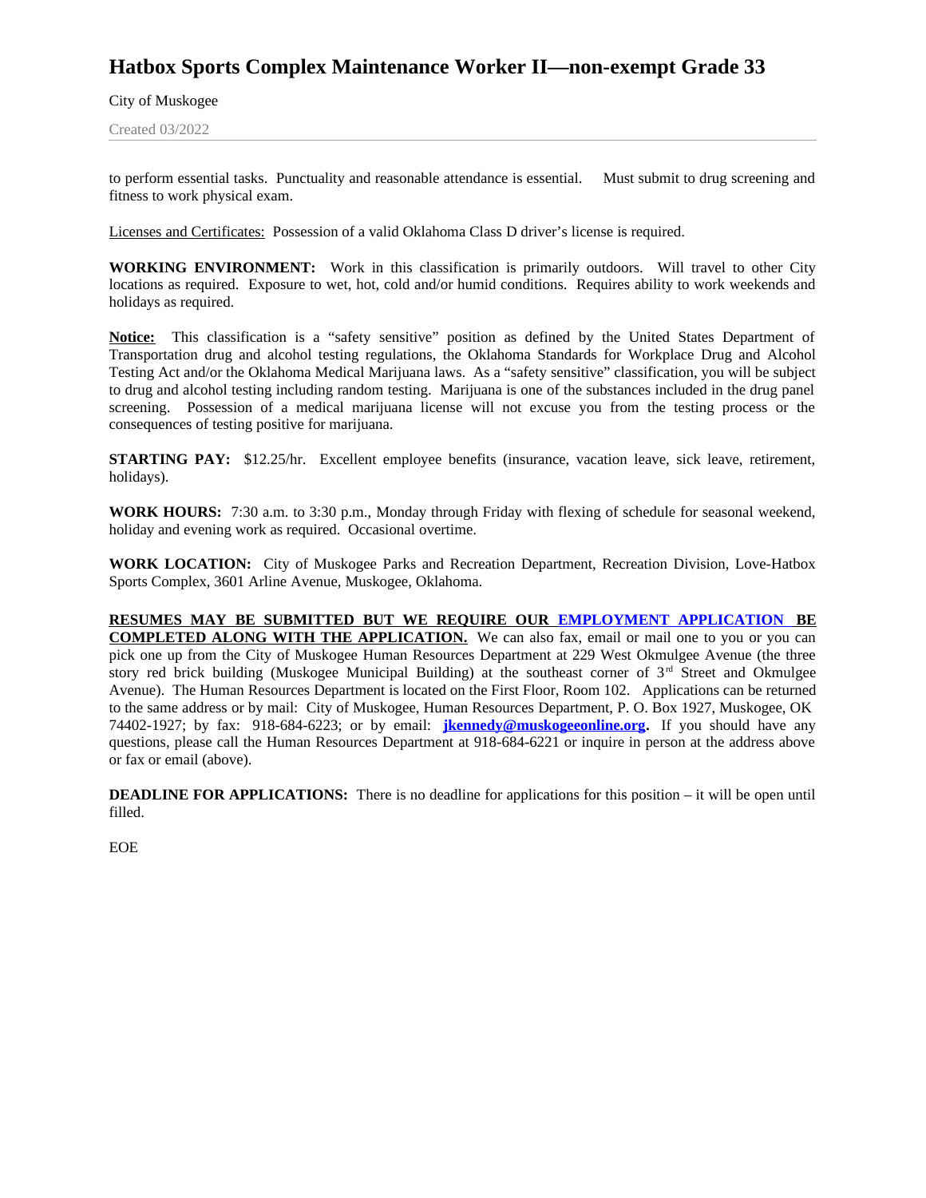to perform essential tasks. Punctuality and reasonable attendance is essential. Must submit to drug screening and fitness to work physical exam.

Licenses and Certificates: Possession of a valid Oklahoma Class D driver's license is required.

**WORKING ENVIRONMENT:** Work in this classification is primarily outdoors. Will travel to other City locations as required. Exposure to wet, hot, cold and/or humid conditions. Requires ability to work weekends and holidays as required.

**Notice:** This classification is a "safety sensitive" position as defined by the United States Department of Transportation drug and alcohol testing regulations, the Oklahoma Standards for Workplace Drug and Alcohol Testing Act and/or the Oklahoma Medical Marijuana laws. As a "safety sensitive" classification, you will be subject to drug and alcohol testing including random testing. Marijuana is one of the substances included in the drug panel screening. Possession of a medical marijuana license will not excuse you from the testing process or the consequences of testing positive for marijuana.

**STARTING PAY:** $12.25/hr. Excellent employee benefits (insurance, vacation leave, sick leave, retirement, holidays).

**WORK HOURS:** 7:30 a.m. to 3:30 p.m., Monday through Friday with flexing of schedule for seasonal weekend, holiday and evening work as required. Occasional overtime.

**WORK LOCATION:** City of Muskogee Parks and Recreation Department, Recreation Division, Love-Hatbox Sports Complex, 3601 Arline Avenue, Muskogee, Oklahoma.

**RESUMES MAY BE SUBMITTED BUT WE REQUIRE OUR EMPLOYMENT APPLICATION BE COMPLETED ALONG WITH THE APPLICATION.** We can also fax, email or mail one to you or you can pick one up from the City of Muskogee Human Resources Department at 229 West Okmulgee Avenue (the three story red brick building (Muskogee Municipal Building) at the southeast corner of 3rd Street and Okmulgee Avenue). The Human Resources Department is located on the First Floor, Room 102. Applications can be returned to the same address or by mail: City of Muskogee, Human Resources Department, P. O. Box 1927, Muskogee, OK 74402-1927; by fax: 918-684-6223; or by email: **jkennedy@muskogeeonline.org.** If you should have any questions, please call the Human Resources Department at 918-684-6221 or inquire in person at the address above or fax or email (above).

**DEADLINE FOR APPLICATIONS:** There is no deadline for applications for this position – it will be open until filled.

EOE